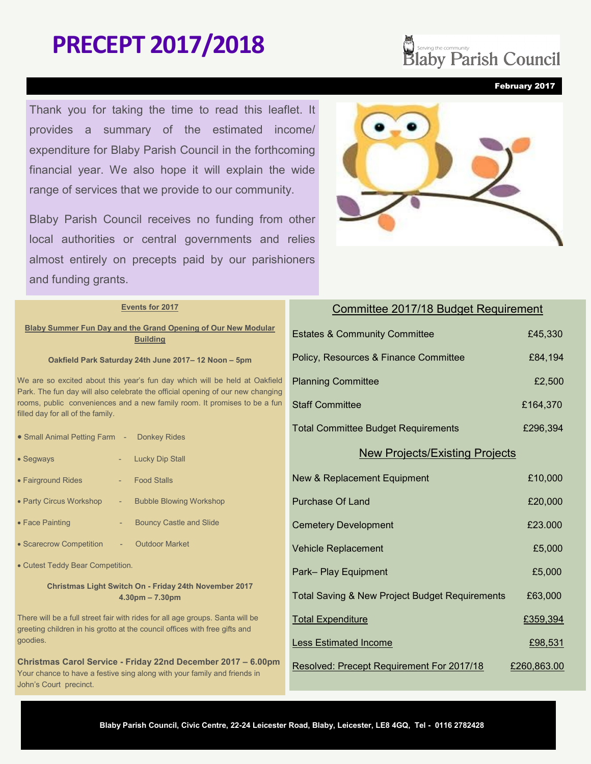# PRECEPT 2017/2018

Blaby Parish Council — Serving the community

February 2017

Thank you for taking the time to read this leaflet. It provides a summary of the estimated income/ expenditure for Blaby Parish Council in the forthcoming financial year. We also hope it will explain the wide range of services that we provide to our community.

Blaby Parish Council receives no funding from other local authorities or central governments and relies almost entirely on precepts paid by our parishioners and funding grants.

## Events for 2017

### Blaby Summer Fun Day and the Grand Opening of Our New Modular Building

**Oakfield Park Saturday 24th June 2017– 12 Noon – 5pm**

We are so excited about this year's fun day which will be held at Oakfield Park. The fun day will also celebrate the official opening of our new changing rooms, public conveniences and a new family room. It promises to be a fun filled day for all of the family.

- Small Animal Petting Farm - Donkey Rides
- Segways - Lucky Dip Stall
- Fairground Rides - Food Stalls
- Party Circus Workshop - Bubble Blowing Workshop
- Face Painting - Bouncy Castle and Slide
- Scarecrow Competition - Outdoor Market
- Cutest Teddy Bear Competition.

**Christmas Light Switch On - Friday 24th November 2017 4.30pm – 7.30pm**

There will be a full street fair with rides for all age groups. Santa will be greeting children in his grotto at the council offices with free gifts and goodies.

**Christmas Carol Service - Friday 22nd December 2017 – 6.00pm**
Your chance to have a festive sing along with your family and friends in John's Court precinct.

## Committee 2017/18 Budget Requirement

| Item | Amount |
|---|---|
| Estates & Community Committee | £45,330 |
| Policy, Resources & Finance Committee | £84,194 |
| Planning Committee | £2,500 |
| Staff Committee | £164,370 |
| Total Committee Budget Requirements | £296,394 |

## New Projects/Existing Projects

| Item | Amount |
|---|---|
| New & Replacement Equipment | £10,000 |
| Purchase Of Land | £20,000 |
| Cemetery Development | £23.000 |
| Vehicle Replacement | £5,000 |
| Park– Play Equipment | £5,000 |
| Total Saving & New Project Budget Requirements | £63,000 |
| Total Expenditure | £359,394 |
| Less Estimated Income | £98,531 |
| Resolved: Precept Requirement For 2017/18 | £260,863.00 |

Blaby Parish Council, Civic Centre, 22-24 Leicester Road, Blaby, Leicester, LE8 4GQ, Tel - 0116 2782428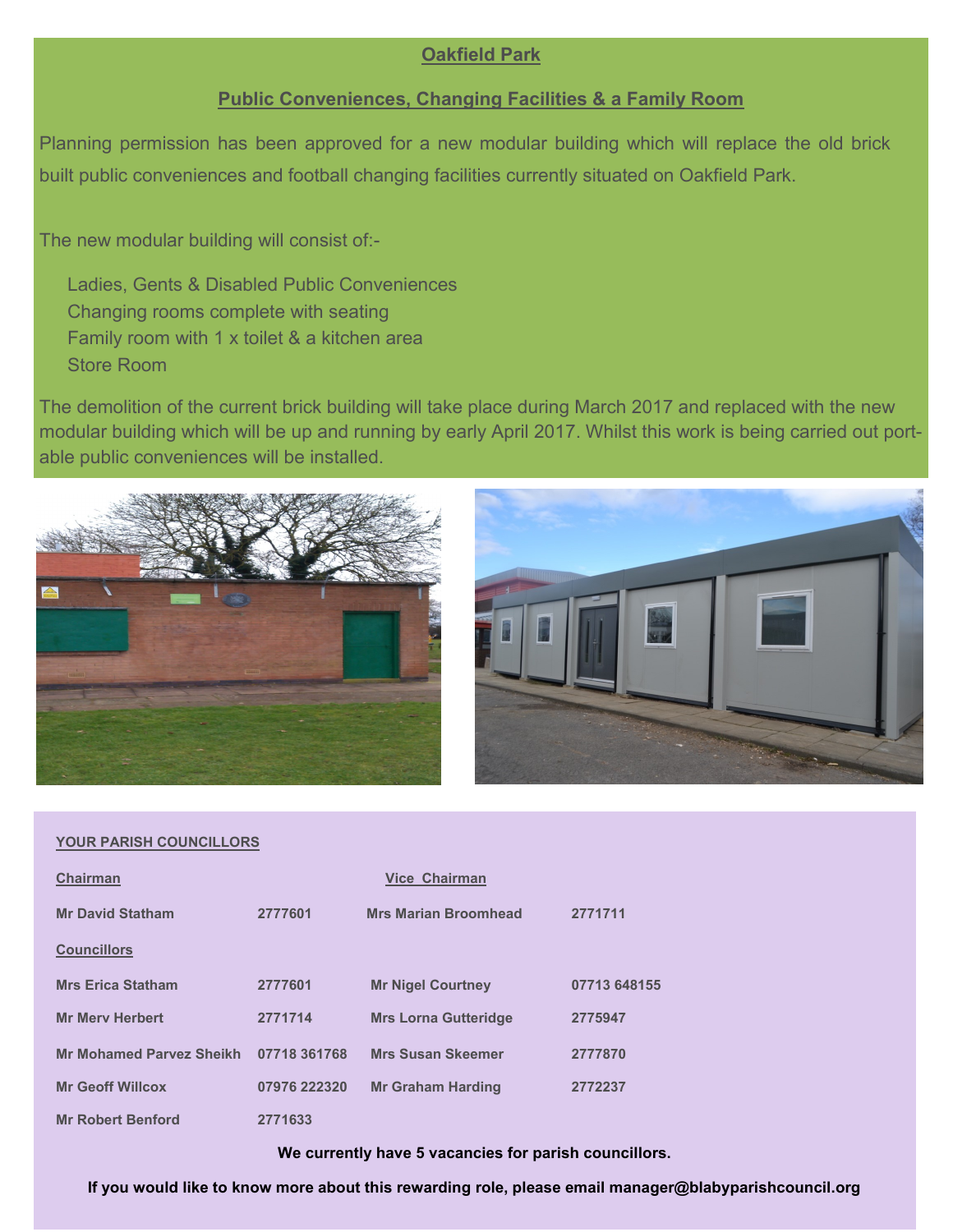## Oakfield Park

### Public Conveniences, Changing Facilities & a Family Room

Planning permission has been approved for a new modular building which will replace the old brick built public conveniences and football changing facilities currently situated on Oakfield Park.

The new modular building will consist of:-

- Ladies, Gents & Disabled Public Conveniences
- Changing rooms complete with seating
- Family room with 1 x toilet & a kitchen area
- Store Room

The demolition of the current brick building will take place during March 2017 and replaced with the new modular building which will be up and running by early April 2017. Whilst this work is being carried out portable public conveniences will be installed.

**YOUR PARISH COUNCILLORS**

| | | | |
|---|---|---|---|
| **Chairman** | | **Vice Chairman** | |
| **Mr David Statham** | **2777601** | **Mrs Marian Broomhead** | **2771711** |
| **Councillors** | | | |
| **Mrs Erica Statham** | **2777601** | **Mr Nigel Courtney** | **07713 648155** |
| **Mr Merv Herbert** | **2771714** | **Mrs Lorna Gutteridge** | **2775947** |
| **Mr Mohamed Parvez Sheikh** | **07718 361768** | **Mrs Susan Skeemer** | **2777870** |
| **Mr Geoff Willcox** | **07976 222320** | **Mr Graham Harding** | **2772237** |
| **Mr Robert Benford** | **2771633** | | |

**We currently have 5 vacancies for parish councillors.**

**If you would like to know more about this rewarding role, please email manager@blabyparishcouncil.org**